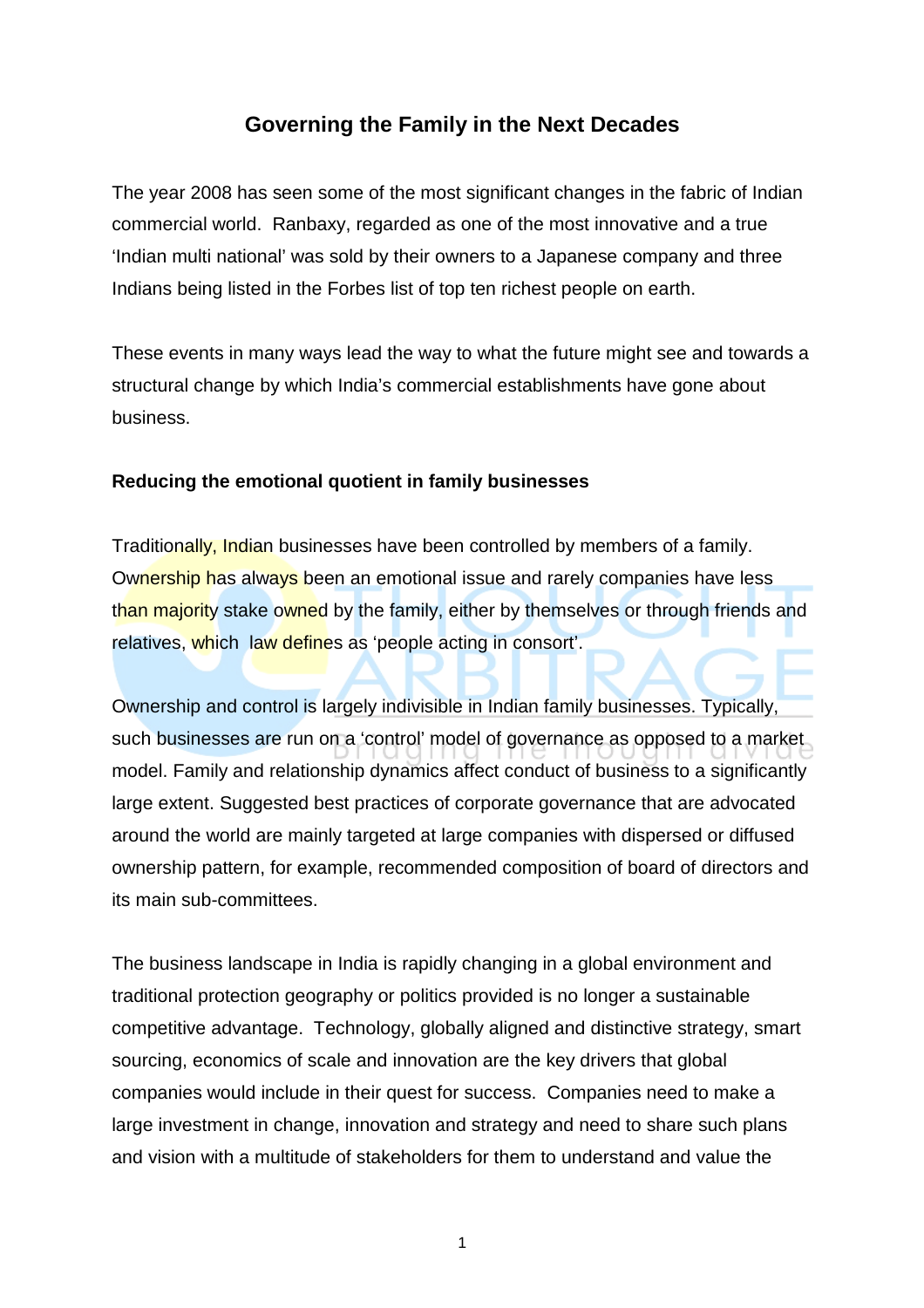# Governing the Family in the Next Decades

The year 2008 has seen some of the most significant changes in the fabric of Indian commercial world. Ranbaxy, regarded as one of the most innovative and a true 'Indian multi national' was sold by their owners to a Japanese company and three Indians being listed in the Forbes list of top ten richest people on earth.

These events in many ways lead the way to what the future might see and towards a structural change by which India's commercial establishments have gone about business.

**Reducing the emotional quotient in family businesses**

Traditionally, Indian businesses have been controlled by members of a family. Ownership has always been an emotional issue and rarely companies have less than majority stake owned by the family, either by themselves or through friends and relatives, which law defines as 'people acting in consort'.

Ownership and control is largely indivisible in Indian family businesses. Typically, such businesses are run on a 'control' model of governance as opposed to a market model. Family and relationship dynamics affect conduct of business to a significantly large extent. Suggested best practices of corporate governance that are advocated around the world are mainly targeted at large companies with dispersed or diffused ownership pattern, for example, recommended composition of board of directors and its main sub-committees.

The business landscape in India is rapidly changing in a global environment and traditional protection geography or politics provided is no longer a sustainable competitive advantage. Technology, globally aligned and distinctive strategy, smart sourcing, economics of scale and innovation are the key drivers that global companies would include in their quest for success. Companies need to make a large investment in change, innovation and strategy and need to share such plans and vision with a multitude of stakeholders for them to understand and value the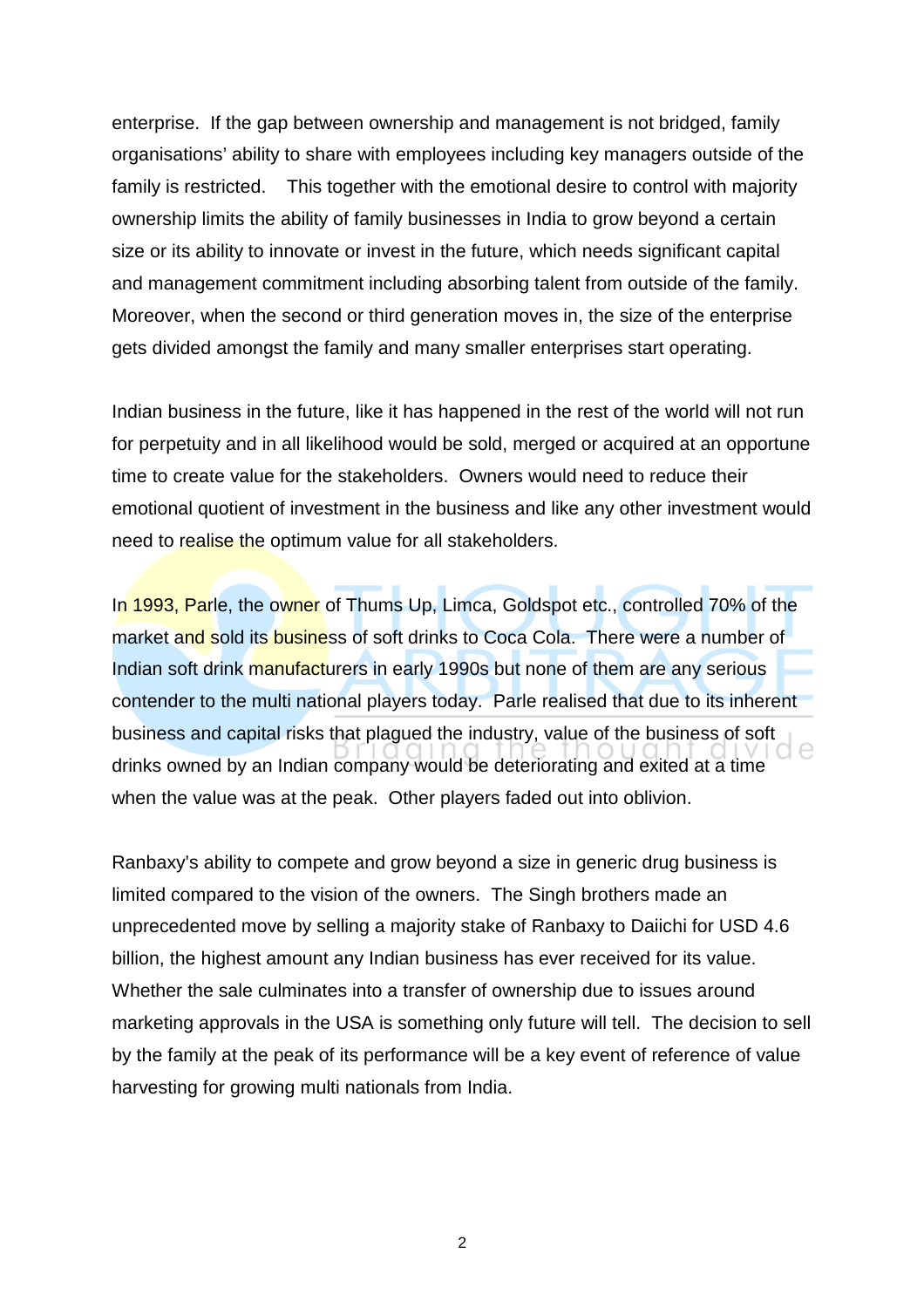enterprise. If the gap between ownership and management is not bridged, family organisations' ability to share with employees including key managers outside of the family is restricted. This together with the emotional desire to control with majority ownership limits the ability of family businesses in India to grow beyond a certain size or its ability to innovate or invest in the future, which needs significant capital and management commitment including absorbing talent from outside of the family. Moreover, when the second or third generation moves in, the size of the enterprise gets divided amongst the family and many smaller enterprises start operating.

Indian business in the future, like it has happened in the rest of the world will not run for perpetuity and in all likelihood would be sold, merged or acquired at an opportune time to create value for the stakeholders. Owners would need to reduce their emotional quotient of investment in the business and like any other investment would need to realise the optimum value for all stakeholders.

In 1993, Parle, the owner of Thums Up, Limca, Goldspot etc., controlled 70% of the market and sold its business of soft drinks to Coca Cola. There were a number of Indian soft drink manufacturers in early 1990s but none of them are any serious contender to the multi national players today. Parle realised that due to its inherent business and capital risks that plagued the industry, value of the business of soft drinks owned by an Indian company would be deteriorating and exited at a time when the value was at the peak. Other players faded out into oblivion.

Ranbaxy's ability to compete and grow beyond a size in generic drug business is limited compared to the vision of the owners. The Singh brothers made an unprecedented move by selling a majority stake of Ranbaxy to Daiichi for USD 4.6 billion, the highest amount any Indian business has ever received for its value. Whether the sale culminates into a transfer of ownership due to issues around marketing approvals in the USA is something only future will tell. The decision to sell by the family at the peak of its performance will be a key event of reference of value harvesting for growing multi nationals from India.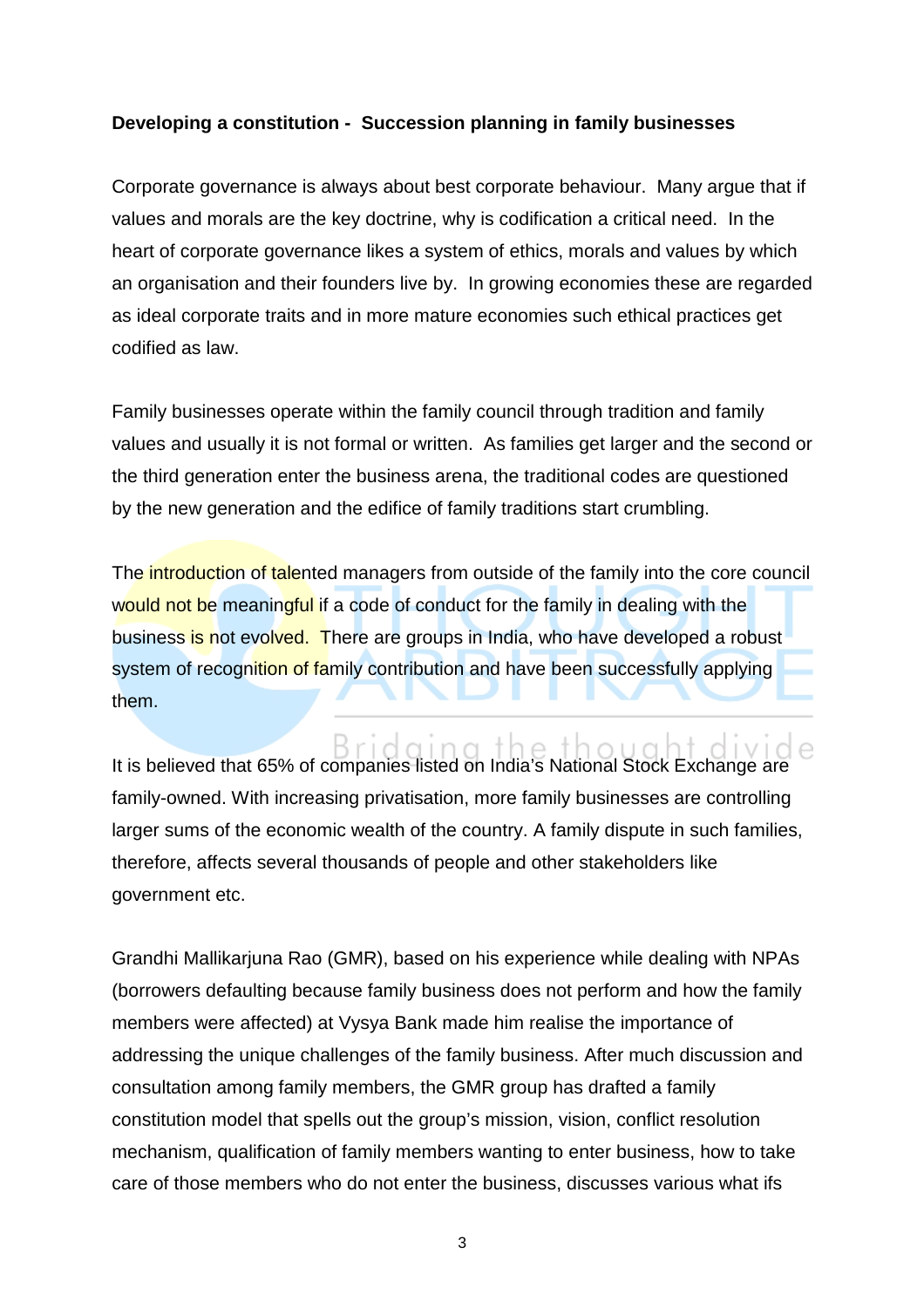**Developing a constitution - Succession planning in family businesses**

Corporate governance is always about best corporate behaviour. Many argue that if values and morals are the key doctrine, why is codification a critical need. In the heart of corporate governance likes a system of ethics, morals and values by which an organisation and their founders live by. In growing economies these are regarded as ideal corporate traits and in more mature economies such ethical practices get codified as law.

Family businesses operate within the family council through tradition and family values and usually it is not formal or written. As families get larger and the second or the third generation enter the business arena, the traditional codes are questioned by the new generation and the edifice of family traditions start crumbling.

The introduction of talented managers from outside of the family into the core council would not be meaningful if a code of conduct for the family in dealing with the business is not evolved. There are groups in India, who have developed a robust system of recognition of family contribution and have been successfully applying them.

It is believed that 65% of companies listed on India's National Stock Exchange are family-owned. With increasing privatisation, more family businesses are controlling larger sums of the economic wealth of the country. A family dispute in such families, therefore, affects several thousands of people and other stakeholders like government etc.

Grandhi Mallikarjuna Rao (GMR), based on his experience while dealing with NPAs (borrowers defaulting because family business does not perform and how the family members were affected) at Vysya Bank made him realise the importance of addressing the unique challenges of the family business. After much discussion and consultation among family members, the GMR group has drafted a family constitution model that spells out the group's mission, vision, conflict resolution mechanism, qualification of family members wanting to enter business, how to take care of those members who do not enter the business, discusses various what ifs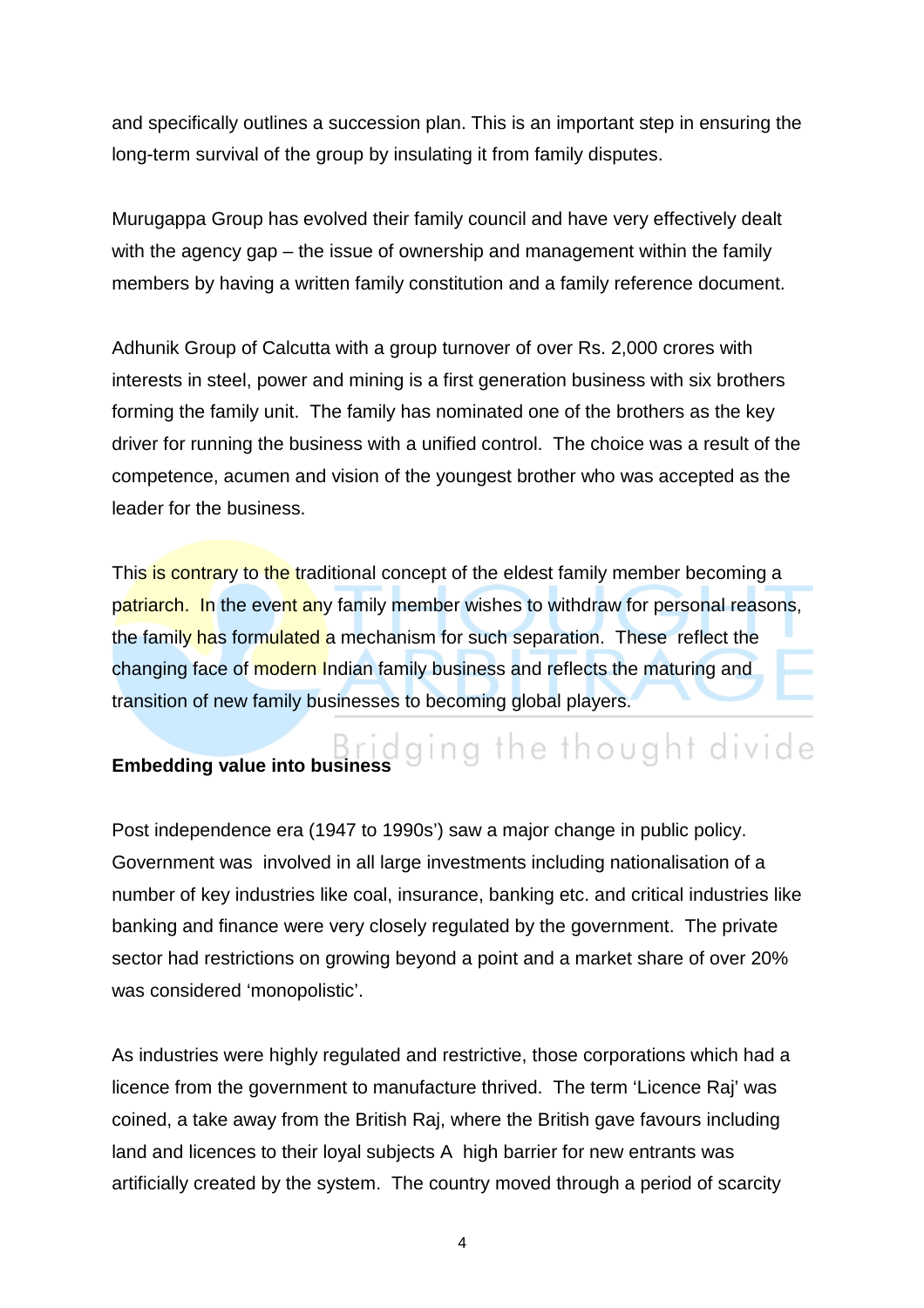and specifically outlines a succession plan. This is an important step in ensuring the long-term survival of the group by insulating it from family disputes.

Murugappa Group has evolved their family council and have very effectively dealt with the agency gap – the issue of ownership and management within the family members by having a written family constitution and a family reference document.

Adhunik Group of Calcutta with a group turnover of over Rs. 2,000 crores with interests in steel, power and mining is a first generation business with six brothers forming the family unit. The family has nominated one of the brothers as the key driver for running the business with a unified control. The choice was a result of the competence, acumen and vision of the youngest brother who was accepted as the leader for the business.

This is contrary to the traditional concept of the eldest family member becoming a patriarch. In the event any family member wishes to withdraw for personal reasons, the family has formulated a mechanism for such separation. These reflect the changing face of modern Indian family business and reflects the maturing and transition of new family businesses to becoming global players.

**Embedding value into business**

Post independence era (1947 to 1990s') saw a major change in public policy. Government was involved in all large investments including nationalisation of a number of key industries like coal, insurance, banking etc. and critical industries like banking and finance were very closely regulated by the government. The private sector had restrictions on growing beyond a point and a market share of over 20% was considered 'monopolistic'.

As industries were highly regulated and restrictive, those corporations which had a licence from the government to manufacture thrived. The term 'Licence Raj' was coined, a take away from the British Raj, where the British gave favours including land and licences to their loyal subjects A high barrier for new entrants was artificially created by the system. The country moved through a period of scarcity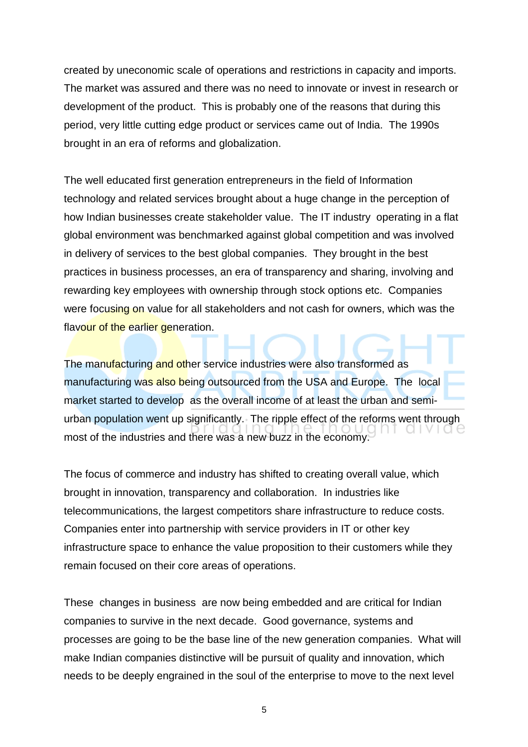created by uneconomic scale of operations and restrictions in capacity and imports. The market was assured and there was no need to innovate or invest in research or development of the product. This is probably one of the reasons that during this period, very little cutting edge product or services came out of India. The 1990s brought in an era of reforms and globalization.

The well educated first generation entrepreneurs in the field of Information technology and related services brought about a huge change in the perception of how Indian businesses create stakeholder value. The IT industry operating in a flat global environment was benchmarked against global competition and was involved in delivery of services to the best global companies. They brought in the best practices in business processes, an era of transparency and sharing, involving and rewarding key employees with ownership through stock options etc. Companies were focusing on value for all stakeholders and not cash for owners, which was the flavour of the earlier generation.

The manufacturing and other service industries were also transformed as manufacturing was also being outsourced from the USA and Europe. The local market started to develop as the overall income of at least the urban and semi-urban population went up significantly. The ripple effect of the reforms went through most of the industries and there was a new buzz in the economy.

The focus of commerce and industry has shifted to creating overall value, which brought in innovation, transparency and collaboration. In industries like telecommunications, the largest competitors share infrastructure to reduce costs. Companies enter into partnership with service providers in IT or other key infrastructure space to enhance the value proposition to their customers while they remain focused on their core areas of operations.

These changes in business are now being embedded and are critical for Indian companies to survive in the next decade. Good governance, systems and processes are going to be the base line of the new generation companies. What will make Indian companies distinctive will be pursuit of quality and innovation, which needs to be deeply engrained in the soul of the enterprise to move to the next level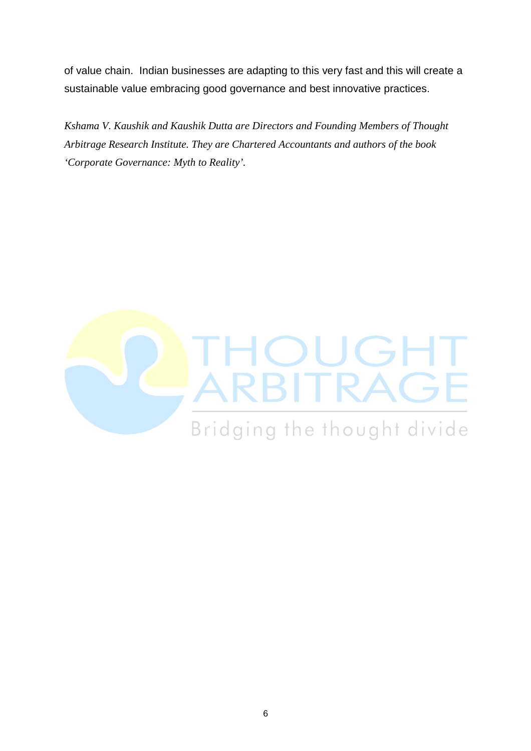of value chain. Indian businesses are adapting to this very fast and this will create a sustainable value embracing good governance and best innovative practices.

*Kshama V. Kaushik and Kaushik Dutta are Directors and Founding Members of Thought Arbitrage Research Institute. They are Chartered Accountants and authors of the book 'Corporate Governance: Myth to Reality'.*

THOUGHT ARBITRAGE

Bridging the thought divide